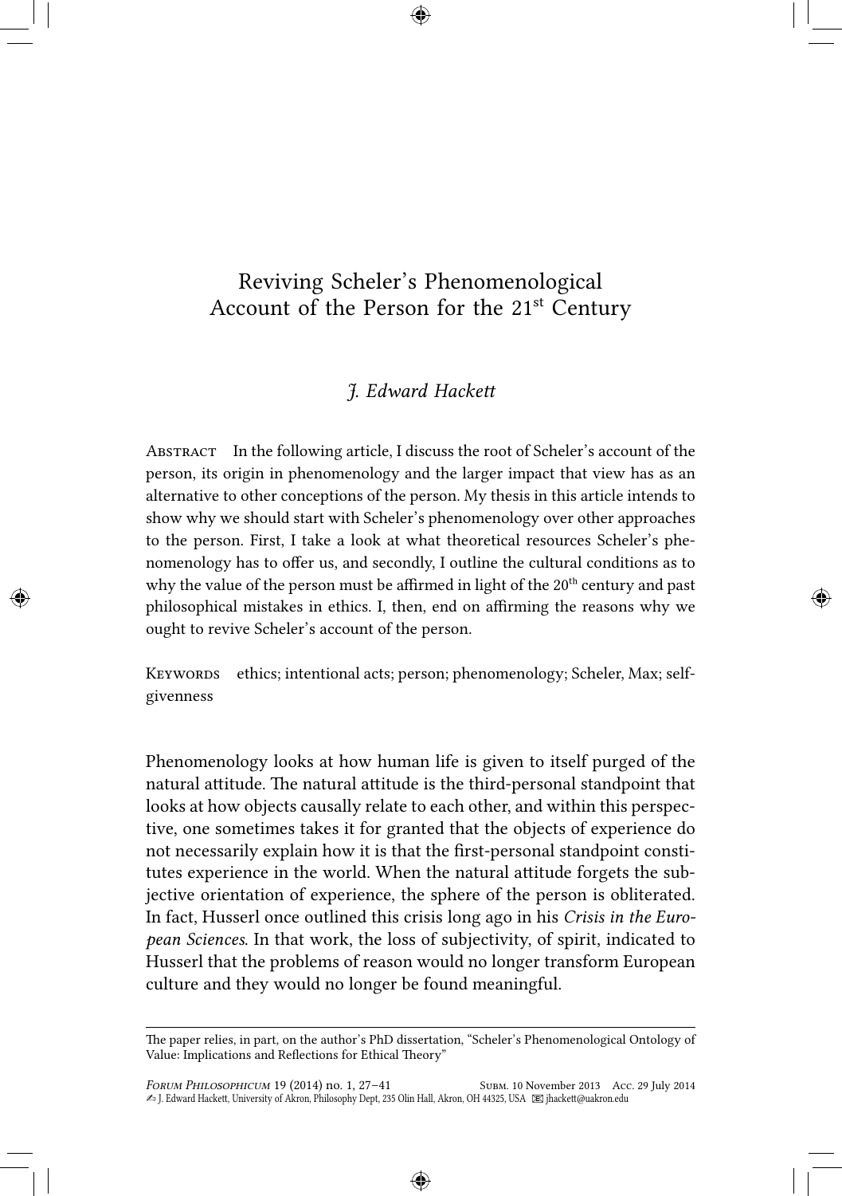# Reviving Scheler's Phenomenological Account of the Person for the 21st Century

*J. Edward Hackett*

Abstract In the following article, I discuss the root of Scheler's account of the person, its origin in phenomenology and the larger impact that view has as an alternative to other conceptions of the person. My thesis in this article intends to show why we should start with Scheler's phenomenology over other approaches to the person. First, I take a look at what theoretical resources Scheler's phenomenology has to offer us, and secondly, I outline the cultural conditions as to why the value of the person must be affirmed in light of the 20th century and past philosophical mistakes in ethics. I, then, end on affirming the reasons why we ought to revive Scheler's account of the person.

Keywords ethics; intentional acts; person; phenomenology; Scheler, Max; self-givenness

Phenomenology looks at how human life is given to itself purged of the natural attitude. The natural attitude is the third-personal standpoint that looks at how objects causally relate to each other, and within this perspective, one sometimes takes it for granted that the objects of experience do not necessarily explain how it is that the first-personal standpoint constitutes experience in the world. When the natural attitude forgets the subjective orientation of experience, the sphere of the person is obliterated. In fact, Husserl once outlined this crisis long ago in his *Crisis in the European Sciences*. In that work, the loss of subjectivity, of spirit, indicated to Husserl that the problems of reason would no longer transform European culture and they would no longer be found meaningful.

---

The paper relies, in part, on the author's PhD dissertation, "Scheler's Phenomenological Ontology of Value: Implications and Reflections for Ethical Theory"

Subm. 10 November 2013 Acc. 29 July 2014

J. Edward Hackett, University of Akron, Philosophy Dept, 235 Olin Hall, Akron, OH 44325, USA jhackett@uakron.edu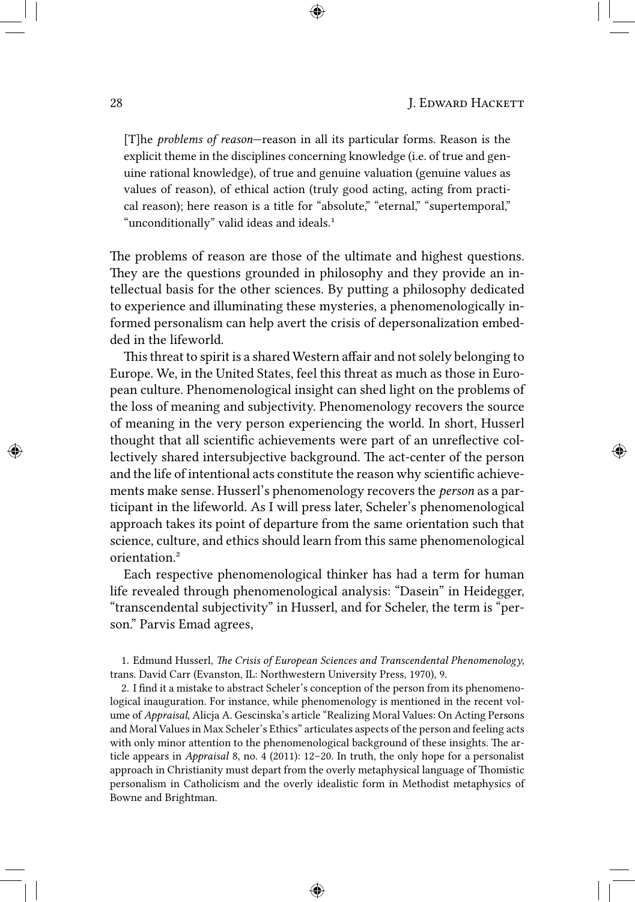> [T]he *problems of reason*—reason in all its particular forms. Reason is the explicit theme in the disciplines concerning knowledge (i.e. of true and genuine rational knowledge), of true and genuine valuation (genuine values as values of reason), of ethical action (truly good acting, acting from practical reason); here reason is a title for "absolute," "eternal," "supertemporal," "unconditionally" valid ideas and ideals.[1]

The problems of reason are those of the ultimate and highest questions. They are the questions grounded in philosophy and they provide an intellectual basis for the other sciences. By putting a philosophy dedicated to experience and illuminating these mysteries, a phenomenologically informed personalism can help avert the crisis of depersonalization embedded in the lifeworld.

This threat to spirit is a shared Western affair and not solely belonging to Europe. We, in the United States, feel this threat as much as those in European culture. Phenomenological insight can shed light on the problems of the loss of meaning and subjectivity. Phenomenology recovers the source of meaning in the very person experiencing the world. In short, Husserl thought that all scientific achievements were part of an unreflective collectively shared intersubjective background. The act-center of the person and the life of intentional acts constitute the reason why scientific achievements make sense. Husserl's phenomenology recovers the *person* as a participant in the lifeworld. As I will press later, Scheler's phenomenological approach takes its point of departure from the same orientation such that science, culture, and ethics should learn from this same phenomenological orientation.[2]

Each respective phenomenological thinker has had a term for human life revealed through phenomenological analysis: "Dasein" in Heidegger, "transcendental subjectivity" in Husserl, and for Scheler, the term is "person." Parvis Emad agrees,

1. Edmund Husserl, *The Crisis of European Sciences and Transcendental Phenomenology*, trans. David Carr (Evanston, IL: Northwestern University Press, 1970), 9.

2. I find it a mistake to abstract Scheler's conception of the person from its phenomenological inauguration. For instance, while phenomenology is mentioned in the recent volume of *Appraisal*, Alicja A. Gescinska's article "Realizing Moral Values: On Acting Persons and Moral Values in Max Scheler's Ethics" articulates aspects of the person and feeling acts with only minor attention to the phenomenological background of these insights. The article appears in *Appraisal* 8, no. 4 (2011): 12–20. In truth, the only hope for a personalist approach in Christianity must depart from the overly metaphysical language of Thomistic personalism in Catholicism and the overly idealistic form in Methodist metaphysics of Bowne and Brightman.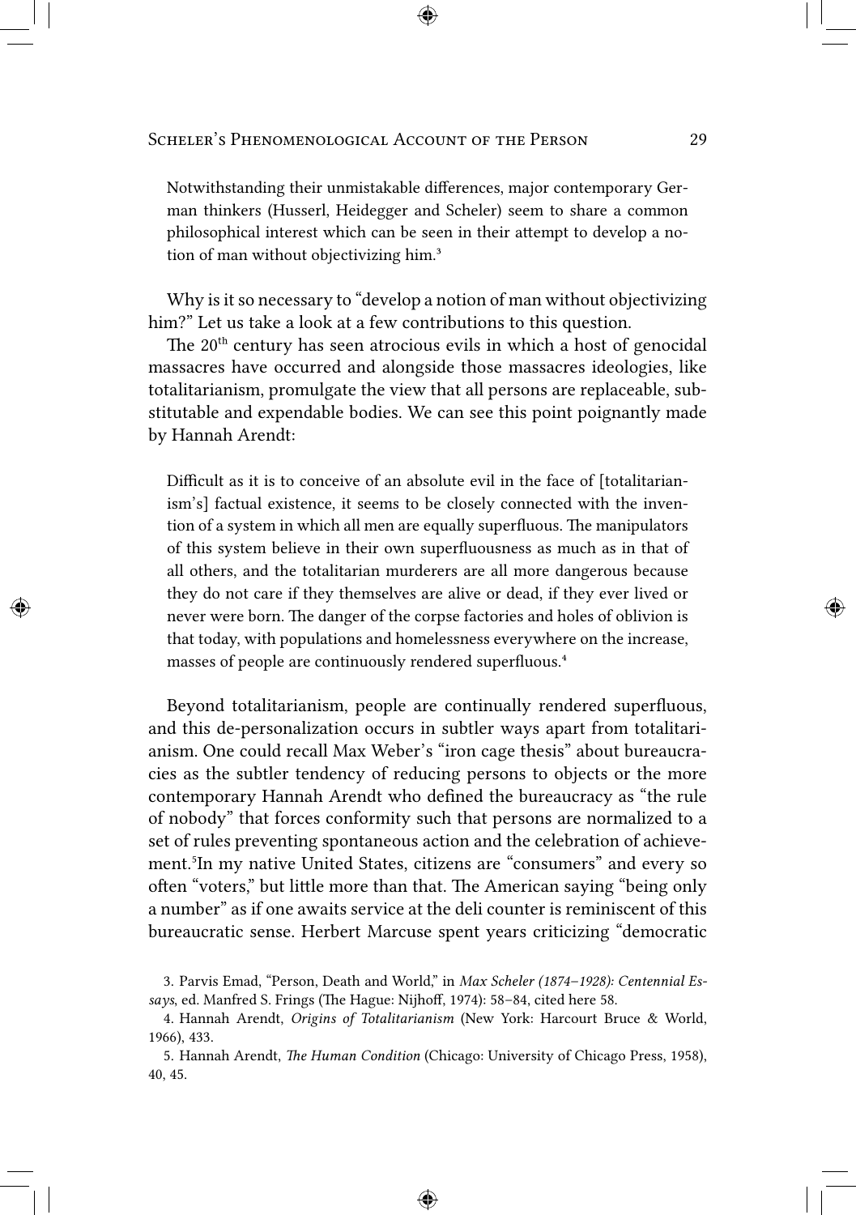> Notwithstanding their unmistakable differences, major contemporary German thinkers (Husserl, Heidegger and Scheler) seem to share a common philosophical interest which can be seen in their attempt to develop a notion of man without objectivizing him.[3]

Why is it so necessary to "develop a notion of man without objectivizing him?" Let us take a look at a few contributions to this question.

The 20th century has seen atrocious evils in which a host of genocidal massacres have occurred and alongside those massacres ideologies, like totalitarianism, promulgate the view that all persons are replaceable, substitutable and expendable bodies. We can see this point poignantly made by Hannah Arendt:

> Difficult as it is to conceive of an absolute evil in the face of [totalitarianism's] factual existence, it seems to be closely connected with the invention of a system in which all men are equally superfluous. The manipulators of this system believe in their own superfluousness as much as in that of all others, and the totalitarian murderers are all more dangerous because they do not care if they themselves are alive or dead, if they ever lived or never were born. The danger of the corpse factories and holes of oblivion is that today, with populations and homelessness everywhere on the increase, masses of people are continuously rendered superfluous.[4]

Beyond totalitarianism, people are continually rendered superfluous, and this de-personalization occurs in subtler ways apart from totalitarianism. One could recall Max Weber's "iron cage thesis" about bureaucracies as the subtler tendency of reducing persons to objects or the more contemporary Hannah Arendt who defined the bureaucracy as "the rule of nobody" that forces conformity such that persons are normalized to a set of rules preventing spontaneous action and the celebration of achievement.[5] In my native United States, citizens are "consumers" and every so often "voters," but little more than that. The American saying "being only a number" as if one awaits service at the deli counter is reminiscent of this bureaucratic sense. Herbert Marcuse spent years criticizing "democratic

3. Parvis Emad, "Person, Death and World," in *Max Scheler (1874–1928): Centennial Essays*, ed. Manfred S. Frings (The Hague: Nijhoff, 1974): 58–84, cited here 58.

4. Hannah Arendt, *Origins of Totalitarianism* (New York: Harcourt Bruce & World, 1966), 433.

5. Hannah Arendt, *The Human Condition* (Chicago: University of Chicago Press, 1958), 40, 45.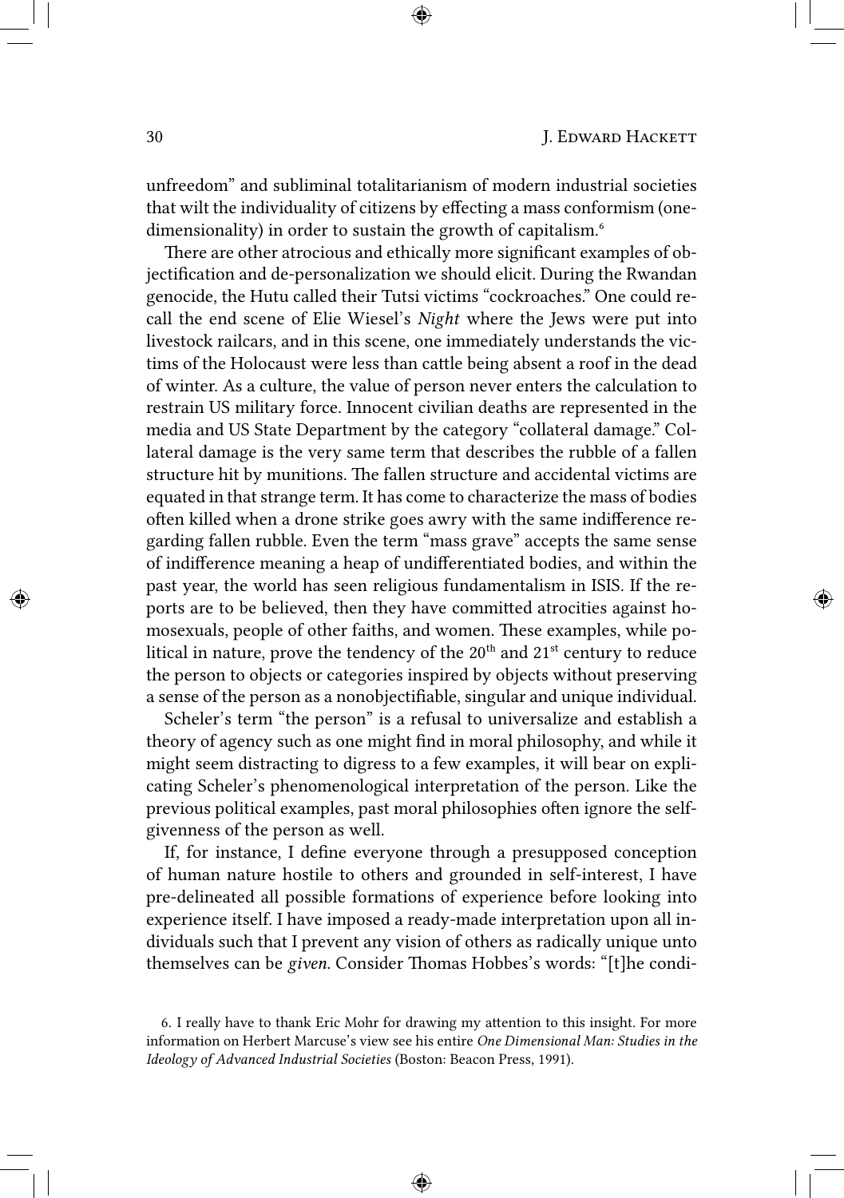unfreedom" and subliminal totalitarianism of modern industrial societies that wilt the individuality of citizens by effecting a mass conformism (one-dimensionality) in order to sustain the growth of capitalism.[6]

There are other atrocious and ethically more significant examples of objectification and de-personalization we should elicit. During the Rwandan genocide, the Hutu called their Tutsi victims "cockroaches." One could recall the end scene of Elie Wiesel's *Night* where the Jews were put into livestock railcars, and in this scene, one immediately understands the victims of the Holocaust were less than cattle being absent a roof in the dead of winter. As a culture, the value of person never enters the calculation to restrain US military force. Innocent civilian deaths are represented in the media and US State Department by the category "collateral damage." Collateral damage is the very same term that describes the rubble of a fallen structure hit by munitions. The fallen structure and accidental victims are equated in that strange term. It has come to characterize the mass of bodies often killed when a drone strike goes awry with the same indifference regarding fallen rubble. Even the term "mass grave" accepts the same sense of indifference meaning a heap of undifferentiated bodies, and within the past year, the world has seen religious fundamentalism in ISIS. If the reports are to be believed, then they have committed atrocities against homosexuals, people of other faiths, and women. These examples, while political in nature, prove the tendency of the 20th and 21st century to reduce the person to objects or categories inspired by objects without preserving a sense of the person as a nonobjectifiable, singular and unique individual.

Scheler's term "the person" is a refusal to universalize and establish a theory of agency such as one might find in moral philosophy, and while it might seem distracting to digress to a few examples, it will bear on explicating Scheler's phenomenological interpretation of the person. Like the previous political examples, past moral philosophies often ignore the self-givenness of the person as well.

If, for instance, I define everyone through a presupposed conception of human nature hostile to others and grounded in self-interest, I have pre-delineated all possible formations of experience before looking into experience itself. I have imposed a ready-made interpretation upon all individuals such that I prevent any vision of others as radically unique unto themselves can be *given.* Consider Thomas Hobbes's words: "[t]he condi-

6. I really have to thank Eric Mohr for drawing my attention to this insight. For more information on Herbert Marcuse's view see his entire *One Dimensional Man: Studies in the Ideology of Advanced Industrial Societies* (Boston: Beacon Press, 1991).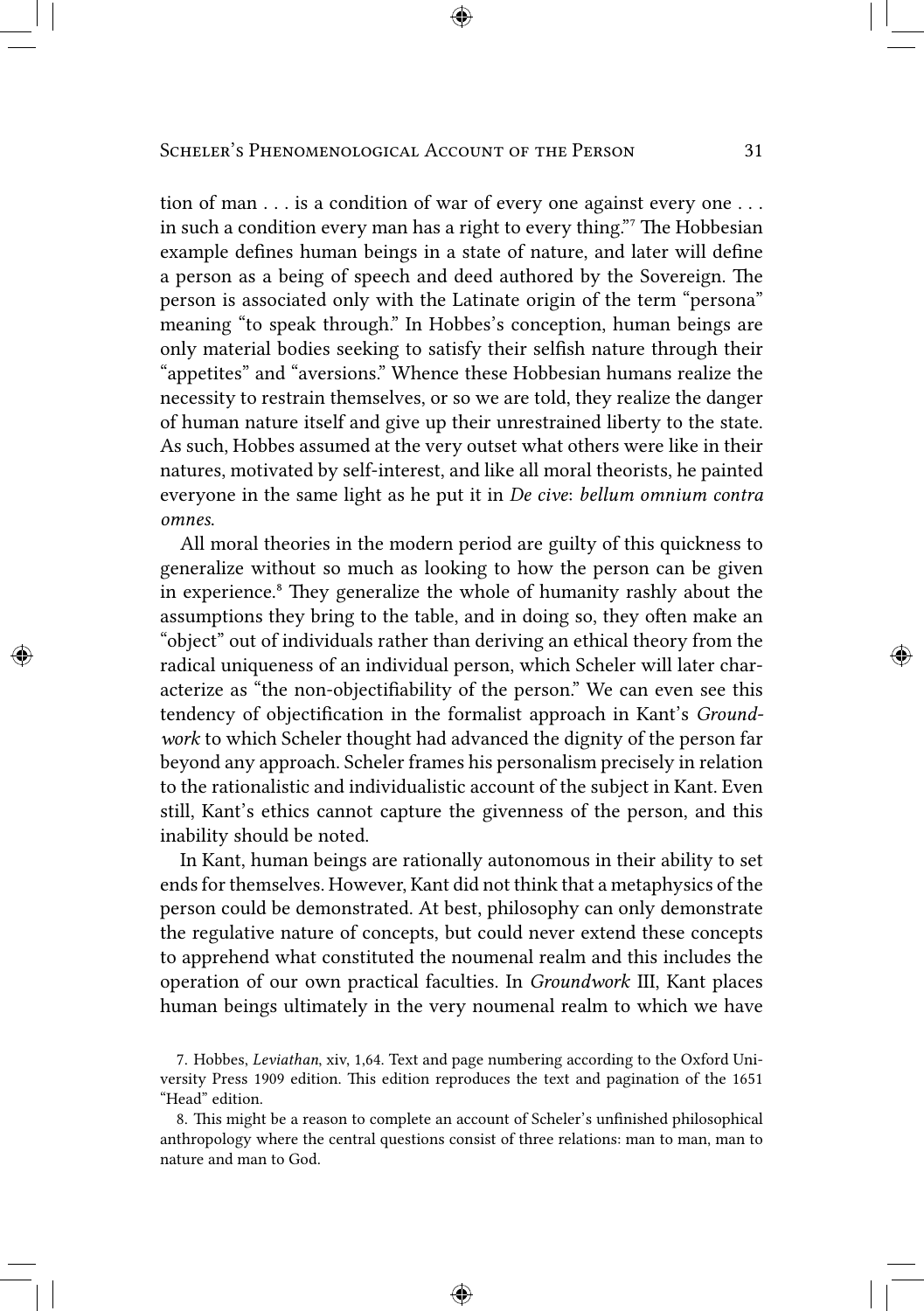tion of man . . . is a condition of war of every one against every one . . . in such a condition every man has a right to every thing."[7] The Hobbesian example defines human beings in a state of nature, and later will define a person as a being of speech and deed authored by the Sovereign. The person is associated only with the Latinate origin of the term "persona" meaning "to speak through." In Hobbes's conception, human beings are only material bodies seeking to satisfy their selfish nature through their "appetites" and "aversions." Whence these Hobbesian humans realize the necessity to restrain themselves, or so we are told, they realize the danger of human nature itself and give up their unrestrained liberty to the state. As such, Hobbes assumed at the very outset what others were like in their natures, motivated by self-interest, and like all moral theorists, he painted everyone in the same light as he put it in *De cive*: *bellum omnium contra omnes*.

All moral theories in the modern period are guilty of this quickness to generalize without so much as looking to how the person can be given in experience.[8] They generalize the whole of humanity rashly about the assumptions they bring to the table, and in doing so, they often make an "object" out of individuals rather than deriving an ethical theory from the radical uniqueness of an individual person, which Scheler will later characterize as "the non-objectifiability of the person." We can even see this tendency of objectification in the formalist approach in Kant's *Groundwork* to which Scheler thought had advanced the dignity of the person far beyond any approach. Scheler frames his personalism precisely in relation to the rationalistic and individualistic account of the subject in Kant. Even still, Kant's ethics cannot capture the givenness of the person, and this inability should be noted.

In Kant, human beings are rationally autonomous in their ability to set ends for themselves. However, Kant did not think that a metaphysics of the person could be demonstrated. At best, philosophy can only demonstrate the regulative nature of concepts, but could never extend these concepts to apprehend what constituted the noumenal realm and this includes the operation of our own practical faculties. In *Groundwork* III, Kant places human beings ultimately in the very noumenal realm to which we have

7. Hobbes, *Leviathan*, xiv, 1,64. Text and page numbering according to the Oxford University Press 1909 edition. This edition reproduces the text and pagination of the 1651 "Head" edition.

8. This might be a reason to complete an account of Scheler's unfinished philosophical anthropology where the central questions consist of three relations: man to man, man to nature and man to God.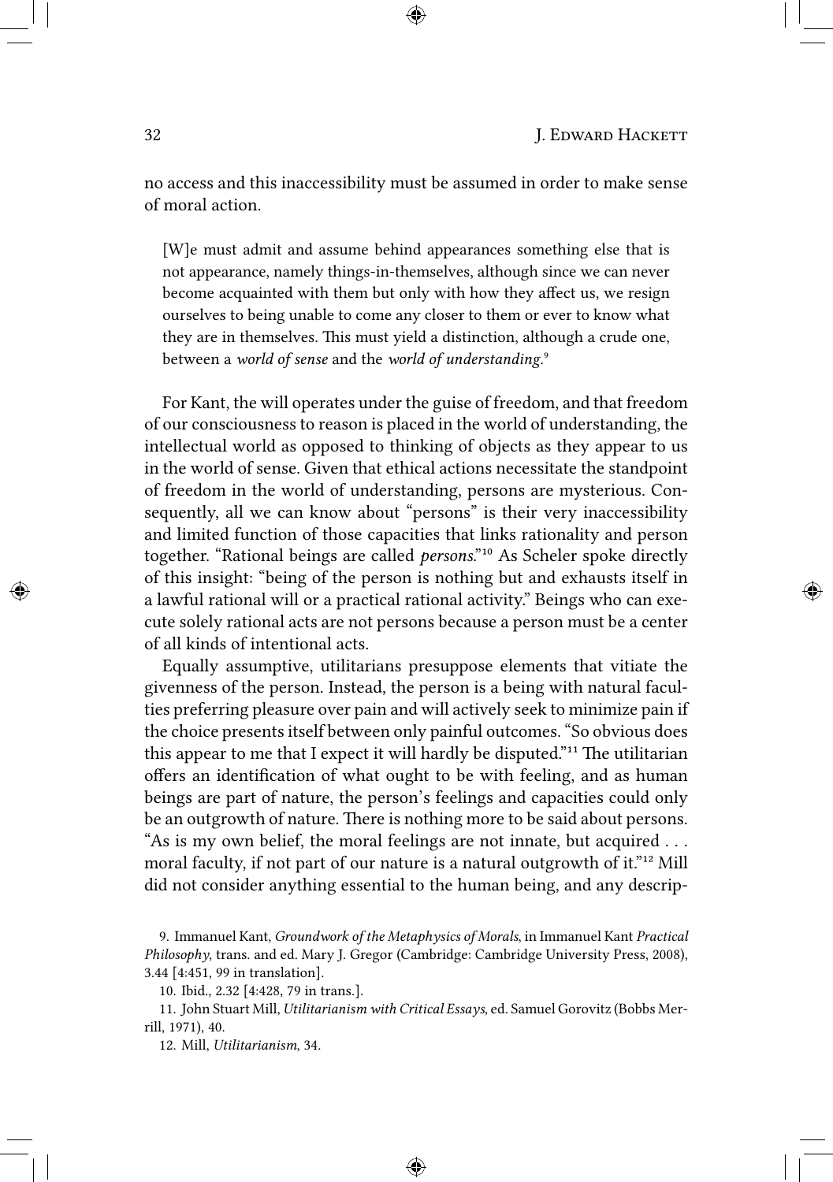no access and this inaccessibility must be assumed in order to make sense of moral action.

> [W]e must admit and assume behind appearances something else that is not appearance, namely things-in-themselves, although since we can never become acquainted with them but only with how they affect us, we resign ourselves to being unable to come any closer to them or ever to know what they are in themselves. This must yield a distinction, although a crude one, between a *world of sense* and the *world of understanding*.[9]

For Kant, the will operates under the guise of freedom, and that freedom of our consciousness to reason is placed in the world of understanding, the intellectual world as opposed to thinking of objects as they appear to us in the world of sense. Given that ethical actions necessitate the standpoint of freedom in the world of understanding, persons are mysterious. Consequently, all we can know about "persons" is their very inaccessibility and limited function of those capacities that links rationality and person together. "Rational beings are called *persons*."[10] As Scheler spoke directly of this insight: "being of the person is nothing but and exhausts itself in a lawful rational will or a practical rational activity." Beings who can execute solely rational acts are not persons because a person must be a center of all kinds of intentional acts.

Equally assumptive, utilitarians presuppose elements that vitiate the givenness of the person. Instead, the person is a being with natural faculties preferring pleasure over pain and will actively seek to minimize pain if the choice presents itself between only painful outcomes. "So obvious does this appear to me that I expect it will hardly be disputed."[11] The utilitarian offers an identification of what ought to be with feeling, and as human beings are part of nature, the person's feelings and capacities could only be an outgrowth of nature. There is nothing more to be said about persons. "As is my own belief, the moral feelings are not innate, but acquired . . . moral faculty, if not part of our nature is a natural outgrowth of it."[12] Mill did not consider anything essential to the human being, and any descrip-

9. Immanuel Kant, *Groundwork of the Metaphysics of Morals*, in Immanuel Kant *Practical Philosophy*, trans. and ed. Mary J. Gregor (Cambridge: Cambridge University Press, 2008), 3.44 [4:451, 99 in translation].

10. Ibid., 2.32 [4:428, 79 in trans.].

11. John Stuart Mill, *Utilitarianism with Critical Essays*, ed. Samuel Gorovitz (Bobbs Merrill, 1971), 40.

12. Mill, *Utilitarianism*, 34.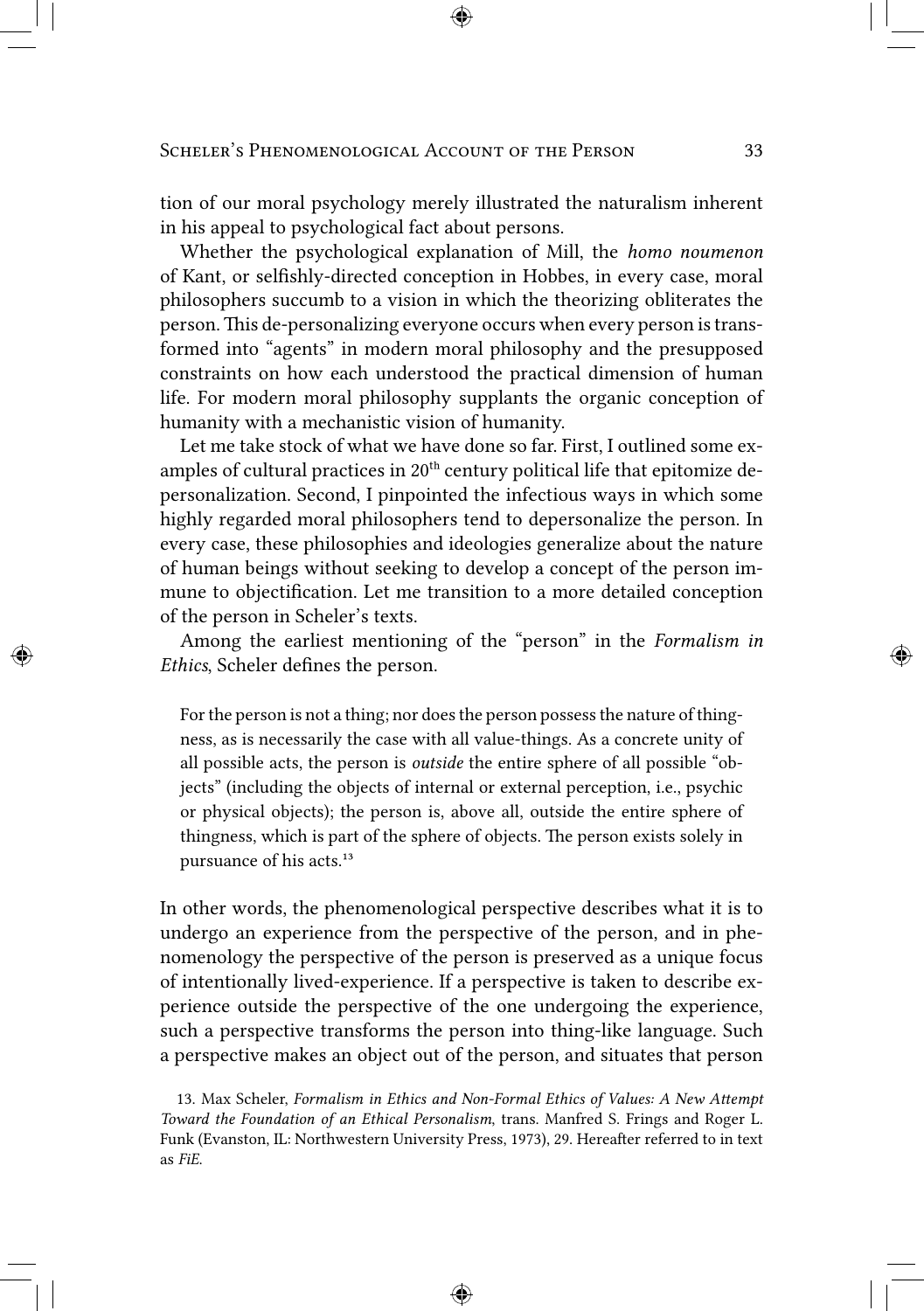tion of our moral psychology merely illustrated the naturalism inherent in his appeal to psychological fact about persons.

Whether the psychological explanation of Mill, the *homo noumenon* of Kant, or selfishly-directed conception in Hobbes, in every case, moral philosophers succumb to a vision in which the theorizing obliterates the person. This de-personalizing everyone occurs when every person is transformed into "agents" in modern moral philosophy and the presupposed constraints on how each understood the practical dimension of human life. For modern moral philosophy supplants the organic conception of humanity with a mechanistic vision of humanity.

Let me take stock of what we have done so far. First, I outlined some examples of cultural practices in 20th century political life that epitomize depersonalization. Second, I pinpointed the infectious ways in which some highly regarded moral philosophers tend to depersonalize the person. In every case, these philosophies and ideologies generalize about the nature of human beings without seeking to develop a concept of the person immune to objectification. Let me transition to a more detailed conception of the person in Scheler's texts.

Among the earliest mentioning of the "person" in the *Formalism in Ethics*, Scheler defines the person.

> For the person is not a thing; nor does the person possess the nature of thingness, as is necessarily the case with all value-things. As a concrete unity of all possible acts, the person is *outside* the entire sphere of all possible "objects" (including the objects of internal or external perception, i.e., psychic or physical objects); the person is, above all, outside the entire sphere of thingness, which is part of the sphere of objects. The person exists solely in pursuance of his acts.[13]

In other words, the phenomenological perspective describes what it is to undergo an experience from the perspective of the person, and in phenomenology the perspective of the person is preserved as a unique focus of intentionally lived-experience. If a perspective is taken to describe experience outside the perspective of the one undergoing the experience, such a perspective transforms the person into thing-like language. Such a perspective makes an object out of the person, and situates that person

13. Max Scheler, *Formalism in Ethics and Non-Formal Ethics of Values: A New Attempt Toward the Foundation of an Ethical Personalism*, trans. Manfred S. Frings and Roger L. Funk (Evanston, IL: Northwestern University Press, 1973), 29. Hereafter referred to in text as *FiE*.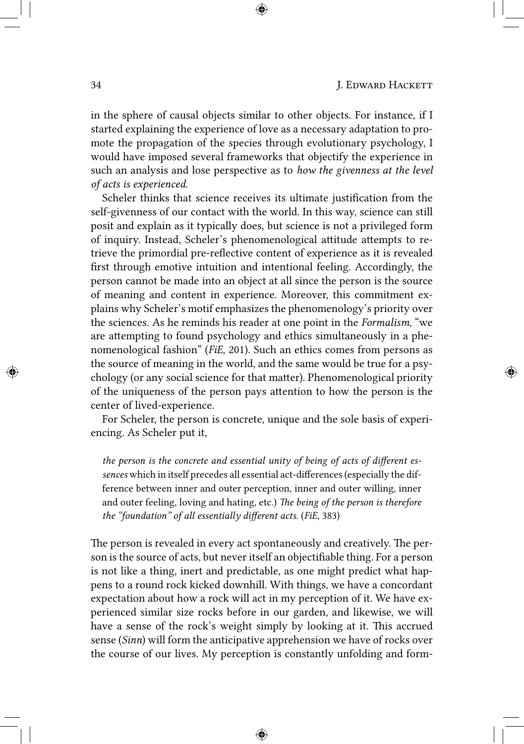in the sphere of causal objects similar to other objects. For instance, if I started explaining the experience of love as a necessary adaptation to promote the propagation of the species through evolutionary psychology, I would have imposed several frameworks that objectify the experience in such an analysis and lose perspective as to *how the givenness at the level of acts is experienced.*

Scheler thinks that science receives its ultimate justification from the self-givenness of our contact with the world. In this way, science can still posit and explain as it typically does, but science is not a privileged form of inquiry. Instead, Scheler's phenomenological attitude attempts to retrieve the primordial pre-reflective content of experience as it is revealed first through emotive intuition and intentional feeling. Accordingly, the person cannot be made into an object at all since the person is the source of meaning and content in experience. Moreover, this commitment explains why Scheler's motif emphasizes the phenomenology's priority over the sciences. As he reminds his reader at one point in the *Formalism*, "we are attempting to found psychology and ethics simultaneously in a phenomenological fashion" (*FiE*, 201). Such an ethics comes from persons as the source of meaning in the world, and the same would be true for a psychology (or any social science for that matter). Phenomenological priority of the uniqueness of the person pays attention to how the person is the center of lived-experience.

For Scheler, the person is concrete, unique and the sole basis of experiencing. As Scheler put it,

> *the person is the concrete and essential unity of being of acts of different essences* which in itself precedes all essential act-differences (especially the difference between inner and outer perception, inner and outer willing, inner and outer feeling, loving and hating, etc.) *The being of the person is therefore the "foundation" of all essentially different acts.* (*FiE*, 383)

The person is revealed in every act spontaneously and creatively. The person is the source of acts, but never itself an objectifiable thing. For a person is not like a thing, inert and predictable, as one might predict what happens to a round rock kicked downhill. With things, we have a concordant expectation about how a rock will act in my perception of it. We have experienced similar size rocks before in our garden, and likewise, we will have a sense of the rock's weight simply by looking at it. This accrued sense (*Sinn*) will form the anticipative apprehension we have of rocks over the course of our lives. My perception is constantly unfolding and form-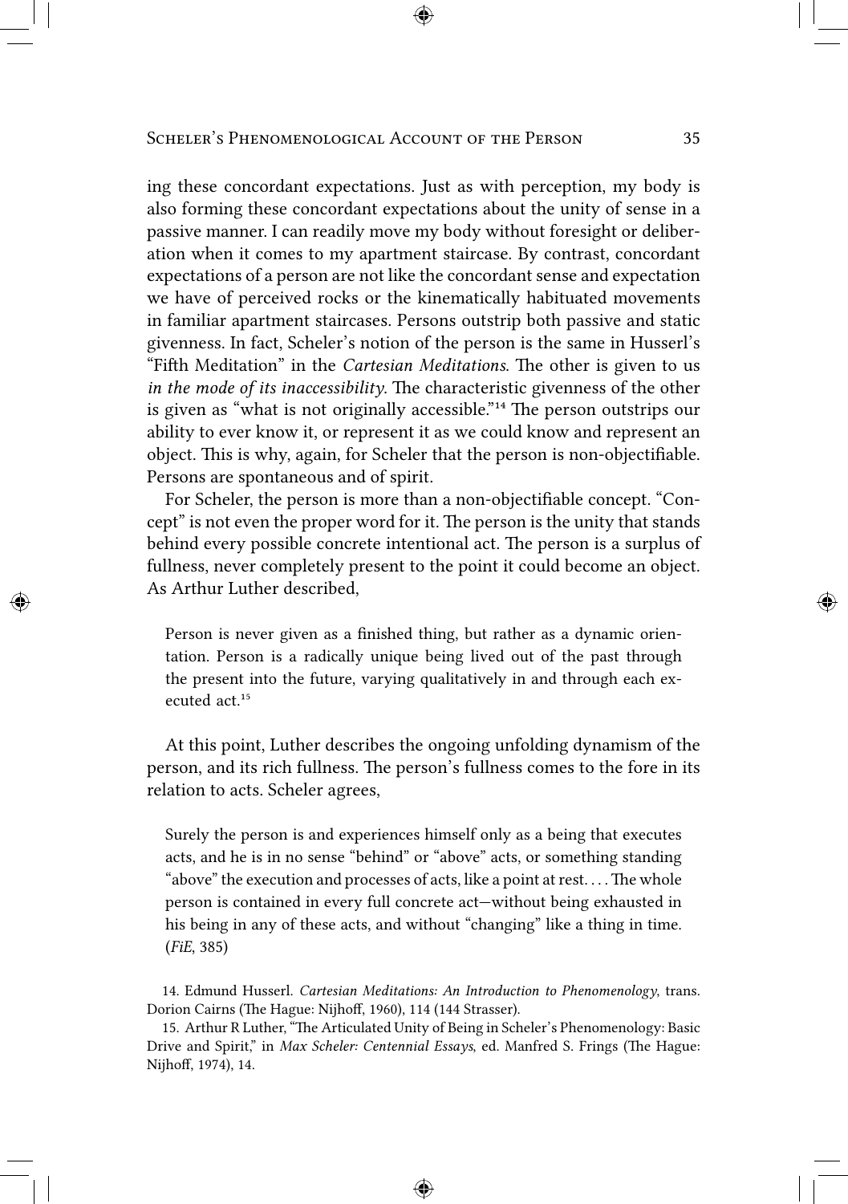ing these concordant expectations. Just as with perception, my body is also forming these concordant expectations about the unity of sense in a passive manner. I can readily move my body without foresight or deliberation when it comes to my apartment staircase. By contrast, concordant expectations of a person are not like the concordant sense and expectation we have of perceived rocks or the kinematically habituated movements in familiar apartment staircases. Persons outstrip both passive and static givenness. In fact, Scheler's notion of the person is the same in Husserl's "Fifth Meditation" in the *Cartesian Meditations*. The other is given to us *in the mode of its inaccessibility*. The characteristic givenness of the other is given as "what is not originally accessible."[14] The person outstrips our ability to ever know it, or represent it as we could know and represent an object. This is why, again, for Scheler that the person is non-objectifiable. Persons are spontaneous and of spirit.

For Scheler, the person is more than a non-objectifiable concept. "Concept" is not even the proper word for it. The person is the unity that stands behind every possible concrete intentional act. The person is a surplus of fullness, never completely present to the point it could become an object. As Arthur Luther described,

> Person is never given as a finished thing, but rather as a dynamic orientation. Person is a radically unique being lived out of the past through the present into the future, varying qualitatively in and through each executed act.[15]

At this point, Luther describes the ongoing unfolding dynamism of the person, and its rich fullness. The person's fullness comes to the fore in its relation to acts. Scheler agrees,

> Surely the person is and experiences himself only as a being that executes acts, and he is in no sense "behind" or "above" acts, or something standing "above" the execution and processes of acts, like a point at rest. . . . The whole person is contained in every full concrete act—without being exhausted in his being in any of these acts, and without "changing" like a thing in time. (*FiE*, 385)

14. Edmund Husserl. *Cartesian Meditations: An Introduction to Phenomenology*, trans. Dorion Cairns (The Hague: Nijhoff, 1960), 114 (144 Strasser).

15. Arthur R Luther, "The Articulated Unity of Being in Scheler's Phenomenology: Basic Drive and Spirit," in *Max Scheler: Centennial Essays*, ed. Manfred S. Frings (The Hague: Nijhoff, 1974), 14.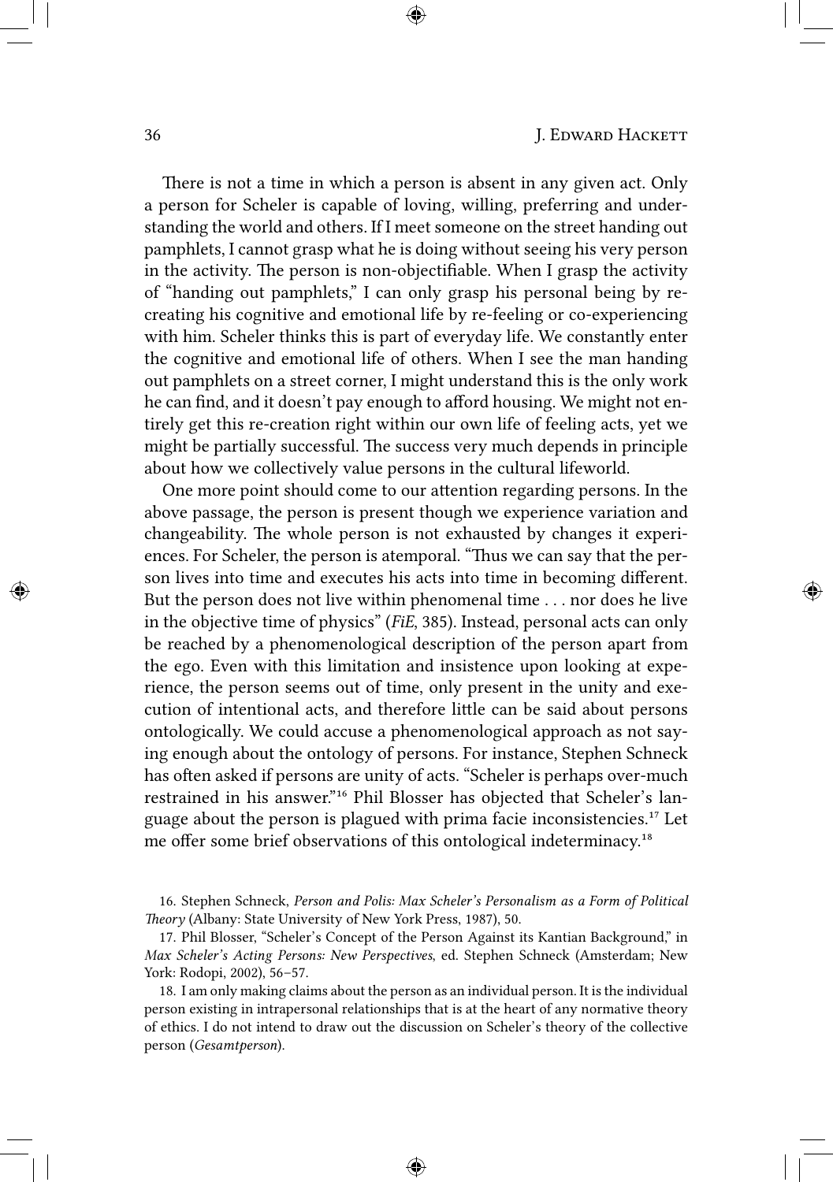There is not a time in which a person is absent in any given act. Only a person for Scheler is capable of loving, willing, preferring and understanding the world and others. If I meet someone on the street handing out pamphlets, I cannot grasp what he is doing without seeing his very person in the activity. The person is non-objectifiable. When I grasp the activity of "handing out pamphlets," I can only grasp his personal being by recreating his cognitive and emotional life by re-feeling or co-experiencing with him. Scheler thinks this is part of everyday life. We constantly enter the cognitive and emotional life of others. When I see the man handing out pamphlets on a street corner, I might understand this is the only work he can find, and it doesn't pay enough to afford housing. We might not entirely get this re-creation right within our own life of feeling acts, yet we might be partially successful. The success very much depends in principle about how we collectively value persons in the cultural lifeworld.

One more point should come to our attention regarding persons. In the above passage, the person is present though we experience variation and changeability. The whole person is not exhausted by changes it experiences. For Scheler, the person is atemporal. "Thus we can say that the person lives into time and executes his acts into time in becoming different. But the person does not live within phenomenal time . . . nor does he live in the objective time of physics" (*FiE*, 385). Instead, personal acts can only be reached by a phenomenological description of the person apart from the ego. Even with this limitation and insistence upon looking at experience, the person seems out of time, only present in the unity and execution of intentional acts, and therefore little can be said about persons ontologically. We could accuse a phenomenological approach as not saying enough about the ontology of persons. For instance, Stephen Schneck has often asked if persons are unity of acts. "Scheler is perhaps over-much restrained in his answer."[16] Phil Blosser has objected that Scheler's language about the person is plagued with prima facie inconsistencies.[17] Let me offer some brief observations of this ontological indeterminacy.[18]

16. Stephen Schneck, *Person and Polis: Max Scheler's Personalism as a Form of Political Theory* (Albany: State University of New York Press, 1987), 50.

17. Phil Blosser, "Scheler's Concept of the Person Against its Kantian Background," in *Max Scheler's Acting Persons: New Perspectives*, ed. Stephen Schneck (Amsterdam; New York: Rodopi, 2002), 56–57.

18. I am only making claims about the person as an individual person. It is the individual person existing in intrapersonal relationships that is at the heart of any normative theory of ethics. I do not intend to draw out the discussion on Scheler's theory of the collective person (*Gesamtperson*).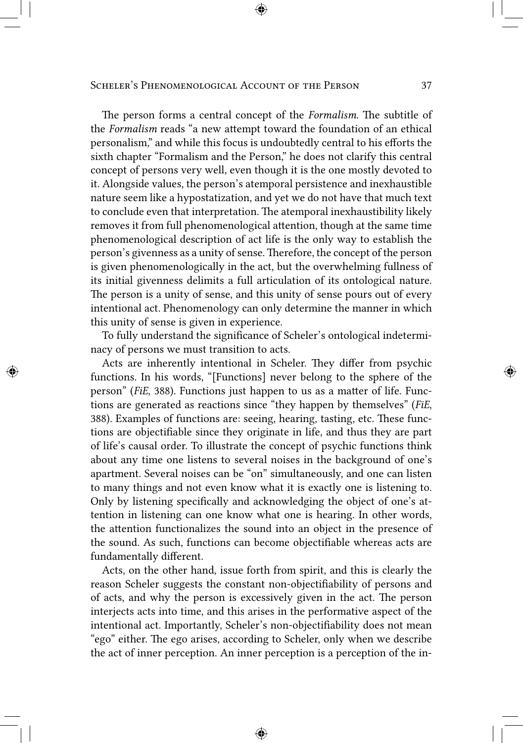The person forms a central concept of the *Formalism*. The subtitle of the *Formalism* reads "a new attempt toward the foundation of an ethical personalism," and while this focus is undoubtedly central to his efforts the sixth chapter "Formalism and the Person," he does not clarify this central concept of persons very well, even though it is the one mostly devoted to it. Alongside values, the person's atemporal persistence and inexhaustible nature seem like a hypostatization, and yet we do not have that much text to conclude even that interpretation. The atemporal inexhaustibility likely removes it from full phenomenological attention, though at the same time phenomenological description of act life is the only way to establish the person's givenness as a unity of sense. Therefore, the concept of the person is given phenomenologically in the act, but the overwhelming fullness of its initial givenness delimits a full articulation of its ontological nature. The person is a unity of sense, and this unity of sense pours out of every intentional act. Phenomenology can only determine the manner in which this unity of sense is given in experience.

To fully understand the significance of Scheler's ontological indeterminacy of persons we must transition to acts.

Acts are inherently intentional in Scheler. They differ from psychic functions. In his words, "[Functions] never belong to the sphere of the person" (*FiE*, 388). Functions just happen to us as a matter of life. Functions are generated as reactions since "they happen by themselves" (*FiE*, 388). Examples of functions are: seeing, hearing, tasting, etc. These functions are objectifiable since they originate in life, and thus they are part of life's causal order. To illustrate the concept of psychic functions think about any time one listens to several noises in the background of one's apartment. Several noises can be "on" simultaneously, and one can listen to many things and not even know what it is exactly one is listening to. Only by listening specifically and acknowledging the object of one's attention in listening can one know what one is hearing. In other words, the attention functionalizes the sound into an object in the presence of the sound. As such, functions can become objectifiable whereas acts are fundamentally different.

Acts, on the other hand, issue forth from spirit, and this is clearly the reason Scheler suggests the constant non-objectifiability of persons and of acts, and why the person is excessively given in the act. The person interjects acts into time, and this arises in the performative aspect of the intentional act. Importantly, Scheler's non-objectifiability does not mean "ego" either. The ego arises, according to Scheler, only when we describe the act of inner perception. An inner perception is a perception of the in-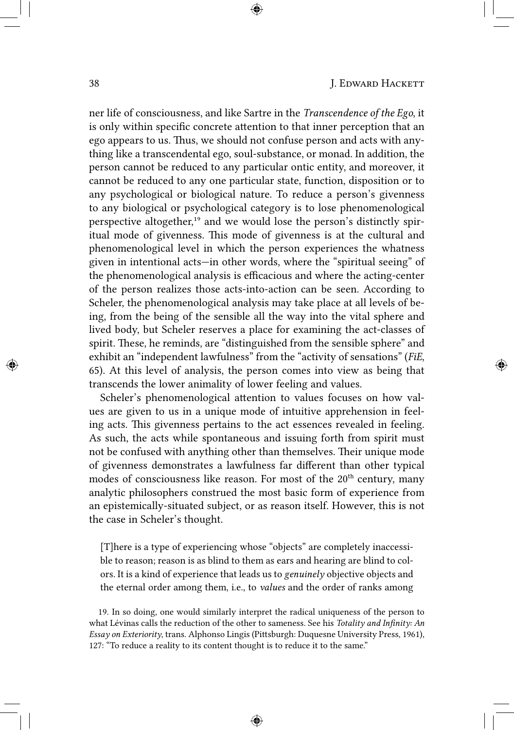ner life of consciousness, and like Sartre in the *Transcendence of the Ego*, it is only within specific concrete attention to that inner perception that an ego appears to us. Thus, we should not confuse person and acts with anything like a transcendental ego, soul-substance, or monad. In addition, the person cannot be reduced to any particular ontic entity, and moreover, it cannot be reduced to any one particular state, function, disposition or to any psychological or biological nature. To reduce a person's givenness to any biological or psychological category is to lose phenomenological perspective altogether,[19] and we would lose the person's distinctly spiritual mode of givenness. This mode of givenness is at the cultural and phenomenological level in which the person experiences the whatness given in intentional acts—in other words, where the "spiritual seeing" of the phenomenological analysis is efficacious and where the acting-center of the person realizes those acts-into-action can be seen. According to Scheler, the phenomenological analysis may take place at all levels of being, from the being of the sensible all the way into the vital sphere and lived body, but Scheler reserves a place for examining the act-classes of spirit. These, he reminds, are "distinguished from the sensible sphere" and exhibit an "independent lawfulness" from the "activity of sensations" (*FiE*, 65). At this level of analysis, the person comes into view as being that transcends the lower animality of lower feeling and values.

Scheler's phenomenological attention to values focuses on how values are given to us in a unique mode of intuitive apprehension in feeling acts. This givenness pertains to the act essences revealed in feeling. As such, the acts while spontaneous and issuing forth from spirit must not be confused with anything other than themselves. Their unique mode of givenness demonstrates a lawfulness far different than other typical modes of consciousness like reason. For most of the 20th century, many analytic philosophers construed the most basic form of experience from an epistemically-situated subject, or as reason itself. However, this is not the case in Scheler's thought.

> [T]here is a type of experiencing whose "objects" are completely inaccessible to reason; reason is as blind to them as ears and hearing are blind to colors. It is a kind of experience that leads us to *genuinely* objective objects and the eternal order among them, i.e., to *values* and the order of ranks among

19. In so doing, one would similarly interpret the radical uniqueness of the person to what Lévinas calls the reduction of the other to sameness. See his *Totality and Infinity: An Essay on Exteriority*, trans. Alphonso Lingis (Pittsburgh: Duquesne University Press, 1961), 127: "To reduce a reality to its content thought is to reduce it to the same."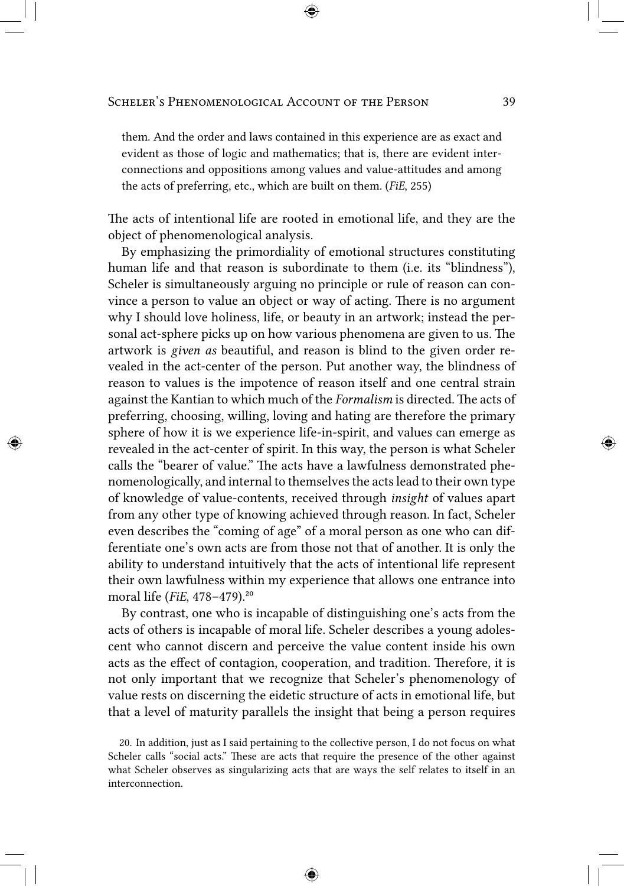them. And the order and laws contained in this experience are as exact and evident as those of logic and mathematics; that is, there are evident interconnections and oppositions among values and value-attitudes and among the acts of preferring, etc., which are built on them. (*FiE*, 255)

The acts of intentional life are rooted in emotional life, and they are the object of phenomenological analysis.

By emphasizing the primordiality of emotional structures constituting human life and that reason is subordinate to them (i.e. its "blindness"), Scheler is simultaneously arguing no principle or rule of reason can convince a person to value an object or way of acting. There is no argument why I should love holiness, life, or beauty in an artwork; instead the personal act-sphere picks up on how various phenomena are given to us. The artwork is *given as* beautiful, and reason is blind to the given order revealed in the act-center of the person. Put another way, the blindness of reason to values is the impotence of reason itself and one central strain against the Kantian to which much of the *Formalism* is directed. The acts of preferring, choosing, willing, loving and hating are therefore the primary sphere of how it is we experience life-in-spirit, and values can emerge as revealed in the act-center of spirit. In this way, the person is what Scheler calls the "bearer of value." The acts have a lawfulness demonstrated phenomenologically, and internal to themselves the acts lead to their own type of knowledge of value-contents, received through *insight* of values apart from any other type of knowing achieved through reason. In fact, Scheler even describes the "coming of age" of a moral person as one who can differentiate one's own acts are from those not that of another. It is only the ability to understand intuitively that the acts of intentional life represent their own lawfulness within my experience that allows one entrance into moral life (*FiE*, 478–479).[20]

By contrast, one who is incapable of distinguishing one's acts from the acts of others is incapable of moral life. Scheler describes a young adolescent who cannot discern and perceive the value content inside his own acts as the effect of contagion, cooperation, and tradition. Therefore, it is not only important that we recognize that Scheler's phenomenology of value rests on discerning the eidetic structure of acts in emotional life, but that a level of maturity parallels the insight that being a person requires

20. In addition, just as I said pertaining to the collective person, I do not focus on what Scheler calls "social acts." These are acts that require the presence of the other against what Scheler observes as singularizing acts that are ways the self relates to itself in an interconnection.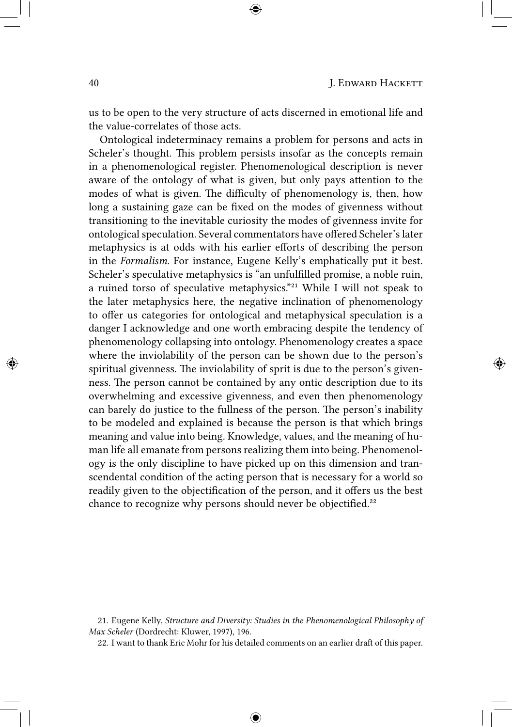us to be open to the very structure of acts discerned in emotional life and the value-correlates of those acts.

Ontological indeterminacy remains a problem for persons and acts in Scheler's thought. This problem persists insofar as the concepts remain in a phenomenological register. Phenomenological description is never aware of the ontology of what is given, but only pays attention to the modes of what is given. The difficulty of phenomenology is, then, how long a sustaining gaze can be fixed on the modes of givenness without transitioning to the inevitable curiosity the modes of givenness invite for ontological speculation. Several commentators have offered Scheler's later metaphysics is at odds with his earlier efforts of describing the person in the *Formalism*. For instance, Eugene Kelly's emphatically put it best. Scheler's speculative metaphysics is "an unfulfilled promise, a noble ruin, a ruined torso of speculative metaphysics."[21] While I will not speak to the later metaphysics here, the negative inclination of phenomenology to offer us categories for ontological and metaphysical speculation is a danger I acknowledge and one worth embracing despite the tendency of phenomenology collapsing into ontology. Phenomenology creates a space where the inviolability of the person can be shown due to the person's spiritual givenness. The inviolability of sprit is due to the person's givenness. The person cannot be contained by any ontic description due to its overwhelming and excessive givenness, and even then phenomenology can barely do justice to the fullness of the person. The person's inability to be modeled and explained is because the person is that which brings meaning and value into being. Knowledge, values, and the meaning of human life all emanate from persons realizing them into being. Phenomenology is the only discipline to have picked up on this dimension and transcendental condition of the acting person that is necessary for a world so readily given to the objectification of the person, and it offers us the best chance to recognize why persons should never be objectified.[22]

21. Eugene Kelly, *Structure and Diversity: Studies in the Phenomenological Philosophy of Max Scheler* (Dordrecht: Kluwer, 1997), 196.

22. I want to thank Eric Mohr for his detailed comments on an earlier draft of this paper.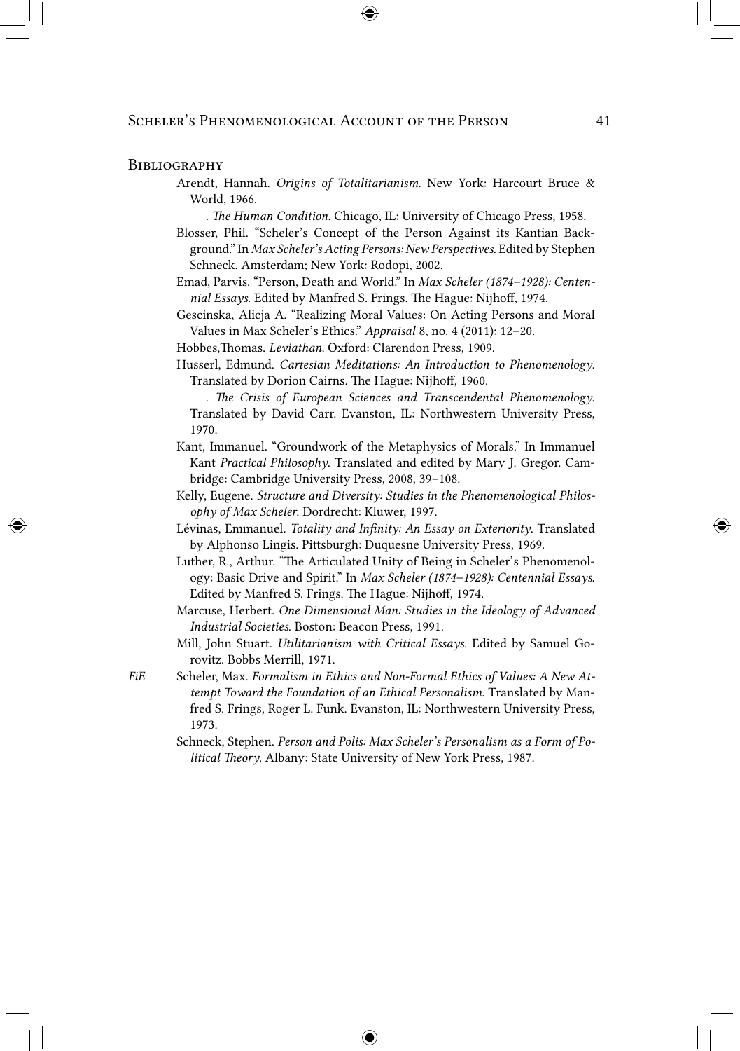## Bibliography

Arendt, Hannah. *Origins of Totalitarianism*. New York: Harcourt Bruce & World, 1966.

——. *The Human Condition*. Chicago, IL: University of Chicago Press, 1958.

Blosser, Phil. "Scheler's Concept of the Person Against its Kantian Background." In *Max Scheler's Acting Persons: New Perspectives*. Edited by Stephen Schneck. Amsterdam; New York: Rodopi, 2002.

Emad, Parvis. "Person, Death and World." In *Max Scheler (1874–1928): Centennial Essays*. Edited by Manfred S. Frings. The Hague: Nijhoff, 1974.

Gescinska, Alicja A. "Realizing Moral Values: On Acting Persons and Moral Values in Max Scheler's Ethics." *Appraisal* 8, no. 4 (2011): 12–20.

Hobbes,Thomas. *Leviathan*. Oxford: Clarendon Press, 1909.

Husserl, Edmund. *Cartesian Meditations: An Introduction to Phenomenology*. Translated by Dorion Cairns. The Hague: Nijhoff, 1960.

——. *The Crisis of European Sciences and Transcendental Phenomenology*. Translated by David Carr. Evanston, IL: Northwestern University Press, 1970.

Kant, Immanuel. "Groundwork of the Metaphysics of Morals." In Immanuel Kant *Practical Philosophy*. Translated and edited by Mary J. Gregor. Cambridge: Cambridge University Press, 2008, 39–108.

Kelly, Eugene. *Structure and Diversity: Studies in the Phenomenological Philosophy of Max Scheler*. Dordrecht: Kluwer, 1997.

Lévinas, Emmanuel. *Totality and Infinity: An Essay on Exteriority*. Translated by Alphonso Lingis. Pittsburgh: Duquesne University Press, 1969.

Luther, R., Arthur. "The Articulated Unity of Being in Scheler's Phenomenology: Basic Drive and Spirit." In *Max Scheler (1874–1928): Centennial Essays*. Edited by Manfred S. Frings. The Hague: Nijhoff, 1974.

Marcuse, Herbert. *One Dimensional Man: Studies in the Ideology of Advanced Industrial Societies*. Boston: Beacon Press, 1991.

Mill, John Stuart. *Utilitarianism with Critical Essays*. Edited by Samuel Gorovitz. Bobbs Merrill, 1971.

*FiE* Scheler, Max. *Formalism in Ethics and Non-Formal Ethics of Values: A New Attempt Toward the Foundation of an Ethical Personalism*. Translated by Manfred S. Frings, Roger L. Funk. Evanston, IL: Northwestern University Press, 1973.

Schneck, Stephen. *Person and Polis: Max Scheler's Personalism as a Form of Political Theory*. Albany: State University of New York Press, 1987.